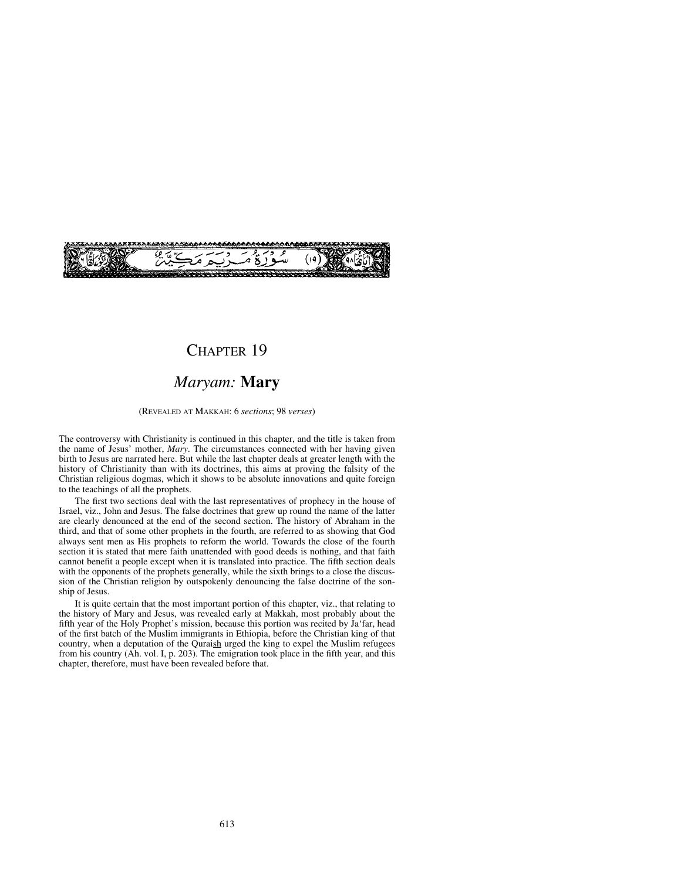(١٩) سُوْرَةُ مَرْيَمَ مَكِّيَّةٌ

# CHAPTER 19

## *Maryam:* **Mary**

(REVEALED AT MAKKAH: 6 *sections*; 98 *verses*)

The controversy with Christianity is continued in this chapter, and the title is taken from the name of Jesus' mother, *Mary*. The circumstances connected with her having given birth to Jesus are narrated here. But while the last chapter deals at greater length with the history of Christianity than with its doctrines, this aims at proving the falsity of the Christian religious dogmas, which it shows to be absolute innovations and quite foreign to the teachings of all the prophets.

The first two sections deal with the last representatives of prophecy in the house of Israel, viz., John and Jesus. The false doctrines that grew up round the name of the latter are clearly denounced at the end of the second section. The history of Abraham in the third, and that of some other prophets in the fourth, are referred to as showing that God always sent men as His prophets to reform the world. Towards the close of the fourth section it is stated that mere faith unattended with good deeds is nothing, and that faith cannot benefit a people except when it is translated into practice. The fifth section deals with the opponents of the prophets generally, while the sixth brings to a close the discussion of the Christian religion by outspokenly denouncing the false doctrine of the sonship of Jesus.

It is quite certain that the most important portion of this chapter, viz., that relating to the history of Mary and Jesus, was revealed early at Makkah, most probably about the fifth year of the Holy Prophet's mission, because this portion was recited by Ja'far, head of the first batch of the Muslim immigrants in Ethiopia, before the Christian king of that country, when a deputation of the Quraish urged the king to expel the Muslim refugees from his country (Ah. vol. I, p. 203). The emigration took place in the fifth year, and this chapter, therefore, must have been revealed before that.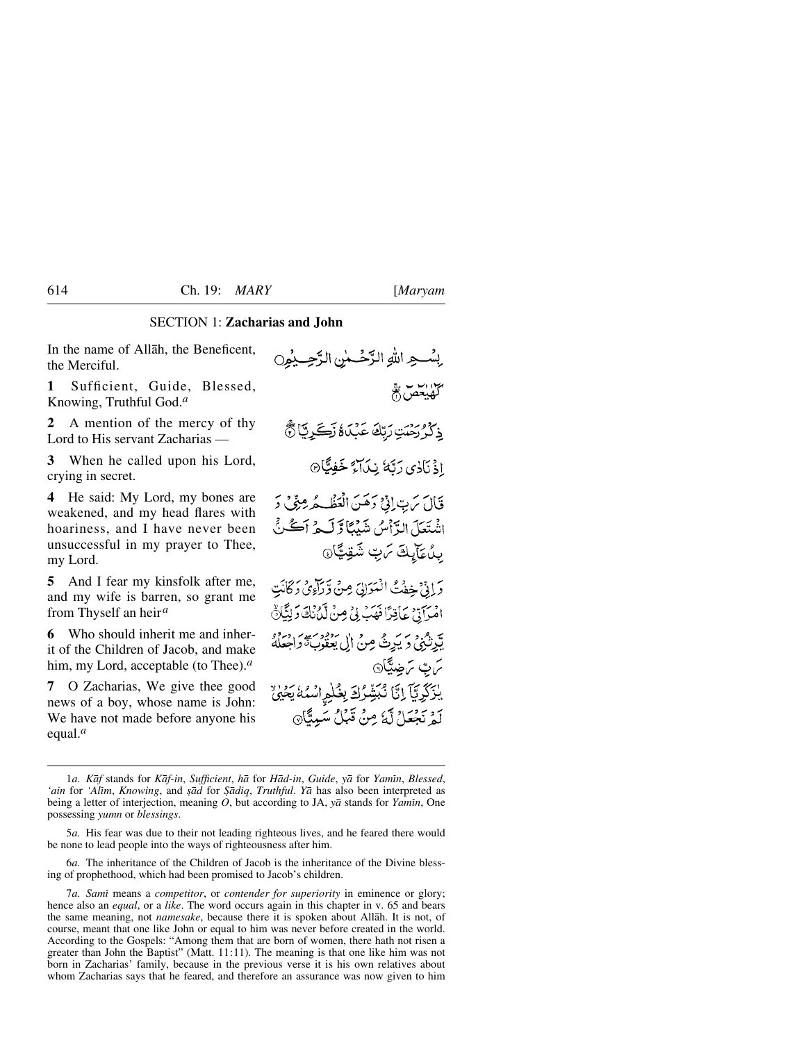## SECTION 1: Zacharias and John

In the name of Allāh, the Beneficent, the Merciful.

بِسۡمِ اللّٰہِ الرَّحۡمٰنِ الرَّحِیۡمِ

**1** Sufficient, Guide, Blessed, Knowing, Truthful God.[a]

کٓہٰیٰعٓصٓ ۚ﴿۱﴾

**2** A mention of the mercy of thy Lord to His servant Zacharias —

ذِکۡرُ رَحۡمَتِ رَبِّکَ عَبۡدَہٗ زَکَرِیَّا ۚ﴿ۖ۲﴾

**3** When he called upon his Lord, crying in secret.

اِذۡ نَادٰی رَبَّہٗ نِدَآءً خَفِیًّا ﴿۳﴾

**4** He said: My Lord, my bones are weakened, and my head flares with hoariness, and I have never been unsuccessful in my prayer to Thee, my Lord.

قَالَ رَبِّ اِنِّیۡ وَہَنَ الۡعَظۡمُ مِنِّیۡ وَ اشۡتَعَلَ الرَّاۡسُ شَیۡبًا وَّ لَمۡ اَکُنۡۢ بِدُعَآئِکَ رَبِّ شَقِیًّا ﴿۴﴾

**5** And I fear my kinsfolk after me, and my wife is barren, so grant me from Thyself an heir[a]

وَ اِنِّیۡ خِفۡتُ الۡمَوَالِیَ مِنۡ وَّرَآءِیۡ وَ کَانَتِ امۡرَاَتِیۡ عَاقِرًا فَہَبۡ لِیۡ مِنۡ لَّدُنۡکَ وَلِیًّا ۙ﴿۵﴾

**6** Who should inherit me and inherit of the Children of Jacob, and make him, my Lord, acceptable (to Thee).[a]

یَّرِثُنِیۡ وَ یَرِثُ مِنۡ اٰلِ یَعۡقُوۡبَ ٭ۖ وَ اجۡعَلۡہُ رَبِّ رَضِیًّا ﴿۶﴾

**7** O Zacharias, We give thee good news of a boy, whose name is John: We have not made before anyone his equal.[a]

یٰزَکَرِیَّاۤ اِنَّا نُبَشِّرُکَ بِغُلٰمِۣ اسۡمُہٗ یَحۡیٰی ۙ لَمۡ نَجۡعَلۡ لَّہٗ مِنۡ قَبۡلُ سَمِیًّا ﴿۷﴾

---

1*a.* *Kāf* stands for *Kāf-in*, *Sufficient*, *hā* for *Hād-in*, *Guide*, *yā* for *Yamīn*, *Blessed*, *'ain* for *'Alīm*, *Knowing*, and *ṣād* for *Ṣādiq*, *Truthful*. *Yā* has also been interpreted as being a letter of interjection, meaning *O*, but according to JA, *yā* stands for *Yamīn*, One possessing *yumn* or *blessings*.

5*a.* His fear was due to their not leading righteous lives, and he feared there would be none to lead people into the ways of righteousness after him.

6*a.* The inheritance of the Children of Jacob is the inheritance of the Divine blessing of prophethood, which had been promised to Jacob's children.

7*a.* *Samī* means a *competitor*, or *contender for superiority* in eminence or glory; hence also an *equal*, or a *like*. The word occurs again in this chapter in v. 65 and bears the same meaning, not *namesake*, because there it is spoken about Allāh. It is not, of course, meant that one like John or equal to him was never before created in the world. According to the Gospels: "Among them that are born of women, there hath not risen a greater than John the Baptist" (Matt. 11:11). The meaning is that one like him was not born in Zacharias' family, because in the previous verse it is his own relatives about whom Zacharias says that he feared, and therefore an assurance was now given to him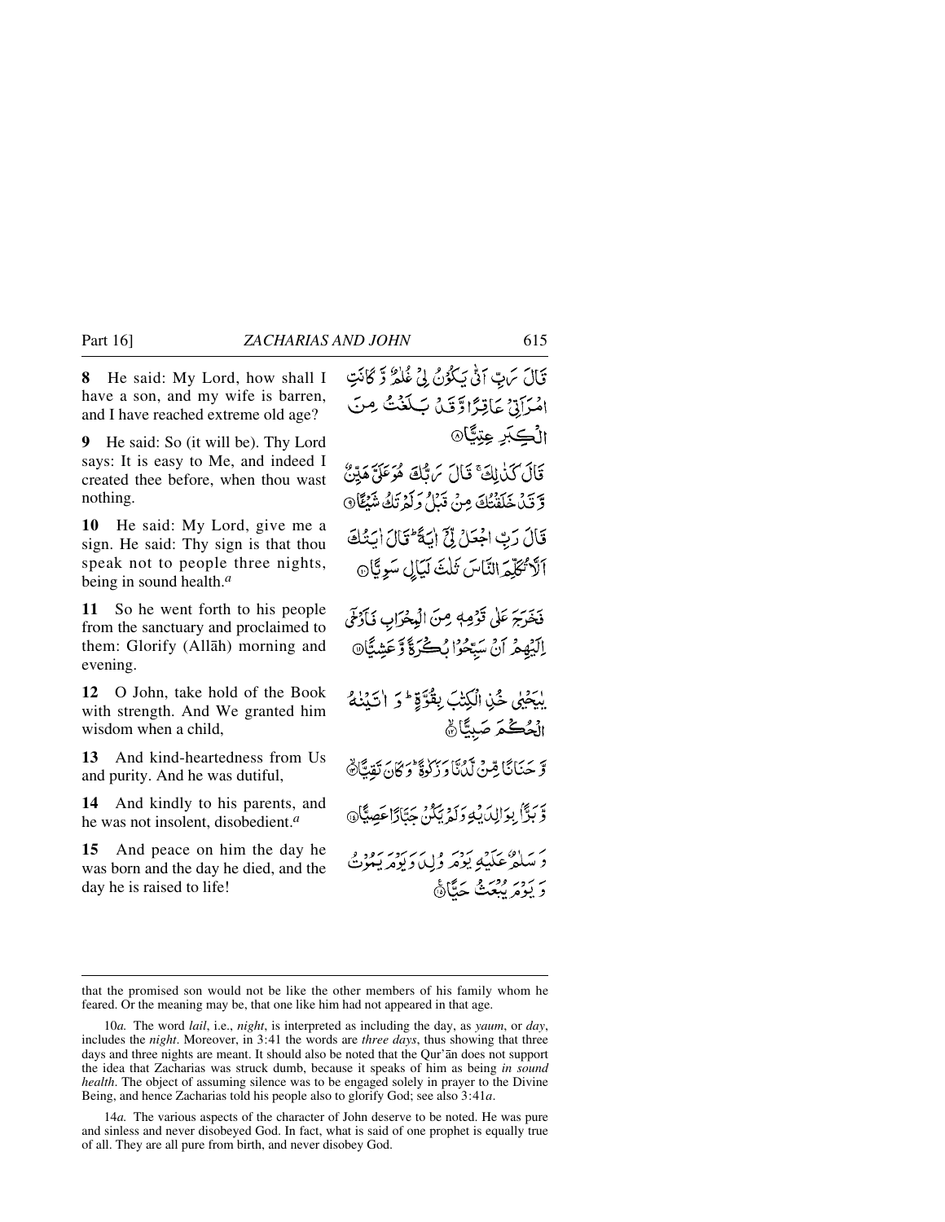**8** He said: My Lord, how shall I have a son, and my wife is barren, and I have reached extreme old age?

قَالَ رَبِّ اَنّٰی یَکُوۡنُ لِیۡ غُلٰمٌ وَّ کَانَتِ امۡرَاَتِیۡ عَاقِرًا وَّ قَدۡ بَلَغۡتُ مِنَ الۡکِبَرِ عِتِیًّا ﴿۸﴾

**9** He said: So (it will be). Thy Lord says: It is easy to Me, and indeed I created thee before, when thou wast nothing.

قَالَ کَذٰلِکَ ۚ قَالَ رَبُّکَ هُوَ عَلَیَّ هَیِّنٌ وَّ قَدۡ خَلَقۡتُکَ مِنۡ قَبۡلُ وَ لَمۡ تَکُ شَیۡـًٔا ﴿۹﴾

**10** He said: My Lord, give me a sign. He said: Thy sign is that thou speak not to people three nights, being in sound health.[a]

قَالَ رَبِّ اجۡعَلۡ لِّیۡۤ اٰیَۃً ؕ قَالَ اٰیَتُکَ اَلَّا تُکَلِّمَ النَّاسَ ثَلٰثَ لَیَالٍ سَوِیًّا ﴿۱۰﴾

**11** So he went forth to his people from the sanctuary and proclaimed to them: Glorify (Allāh) morning and evening.

فَخَرَجَ عَلٰی قَوۡمِهٖ مِنَ الۡمِحۡرَابِ فَاَوۡحٰۤی اِلَیۡهِمۡ اَنۡ سَبِّحُوۡا بُکۡرَۃً وَّ عَشِیًّا ﴿۱۱﴾

**12** O John, take hold of the Book with strength. And We granted him wisdom when a child,

یٰیَحۡیٰی خُذِ الۡکِتٰبَ بِقُوَّۃٍ ؕ وَ اٰتَیۡنٰهُ الۡحُکۡمَ صَبِیًّا ﴿ۙ۱۲﴾

**13** And kind-heartedness from Us and purity. And he was dutiful,

وَّ حَنَانًا مِّنۡ لَّدُنَّا وَ زَکٰوۃً ؕ وَ کَانَ تَقِیًّا ﴿ۙ۱۳﴾

**14** And kindly to his parents, and he was not insolent, disobedient.[a]

وَّ بَرًّۢا بِوَالِدَیۡهِ وَ لَمۡ یَکُنۡ جَبَّارًا عَصِیًّا ﴿۱۴﴾

**15** And peace on him the day he was born and the day he died, and the day he is raised to life!

وَ سَلٰمٌ عَلَیۡهِ یَوۡمَ وُلِدَ وَ یَوۡمَ یَمُوۡتُ وَ یَوۡمَ یُبۡعَثُ حَیًّا ﴿۱۵﴾

---

that the promised son would not be like the other members of his family whom he feared. Or the meaning may be, that one like him had not appeared in that age.

10*a.* The word *lail*, i.e., *night*, is interpreted as including the day, as *yaum*, or *day*, includes the *night*. Moreover, in 3:41 the words are *three days*, thus showing that three days and three nights are meant. It should also be noted that the Qur'ān does not support the idea that Zacharias was struck dumb, because it speaks of him as being *in sound health*. The object of assuming silence was to be engaged solely in prayer to the Divine Being, and hence Zacharias told his people also to glorify God; see also 3:41*a*.

14*a.* The various aspects of the character of John deserve to be noted. He was pure and sinless and never disobeyed God. In fact, what is said of one prophet is equally true of all. They are all pure from birth, and never disobey God.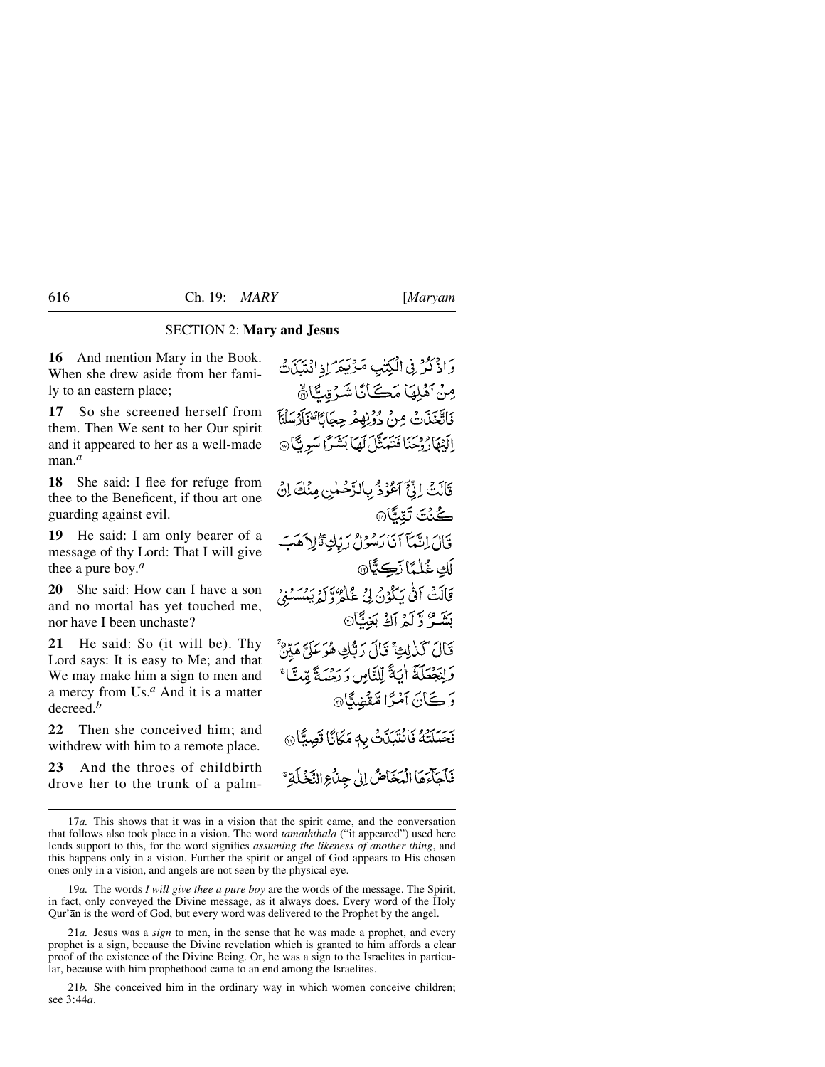## SECTION 2: **Mary and Jesus**

**16** And mention Mary in the Book. When she drew aside from her family to an eastern place;

وَ اذْكُرْ فِي الْكِتٰبِ مَرْيَمَ ۘ اِذِ انْتَبَذَتْ مِنْ اَهْلِهَا مَكَانًا شَرْقِيًّا ۙ﴿۱۶﴾

**17** So she screened herself from them. Then We sent to her Our spirit and it appeared to her as a well-made man.[a]

فَاتَّخَذَتْ مِنْ دُوْنِهِمْ حِجَابًا ۪ فَاَرْسَلْنَاۤ اِلَيْهَا رُوْحَنَا فَتَمَثَّلَ لَهَا بَشَرًا سَوِيًّا ﴿۱۷﴾

**18** She said: I flee for refuge from thee to the Beneficent, if thou art one guarding against evil.

قَالَتْ اِنِّيْۤ اَعُوْذُ بِالرَّحْمٰنِ مِنْكَ اِنْ كُنْتَ تَقِيًّا ﴿۱۸﴾

**19** He said: I am only bearer of a message of thy Lord: That I will give thee a pure boy.[a]

قَالَ اِنَّمَاۤ اَنَا رَسُوْلُ رَبِّكِ ۖ٭ لِاَهَبَ لَكِ غُلٰمًا زَكِيًّا ﴿۱۹﴾

**20** She said: How can I have a son and no mortal has yet touched me, nor have I been unchaste?

قَالَتْ اَنّٰى يَكُوْنُ لِيْ غُلٰمٌ وَّ لَمْ يَمْسَسْنِيْ بَشَرٌ وَّ لَمْ اَكُ بَغِيًّا ﴿۲۰﴾

**21** He said: So (it will be). Thy Lord says: It is easy to Me; and that We may make him a sign to men and a mercy from Us.[a] And it is a matter decreed.[b]

قَالَ كَذٰلِكِ ۚ قَالَ رَبُّكِ هُوَ عَلَيَّ هَيِّنٌ ۚ وَ لِنَجْعَلَهٗۤ اٰيَةً لِّلنَّاسِ وَ رَحْمَةً مِّنَّا ۚ وَ كَانَ اَمْرًا مَّقْضِيًّا ﴿۲۱﴾

**22** Then she conceived him; and withdrew with him to a remote place.

فَحَمَلَتْهُ فَانْتَبَذَتْ بِهٖ مَكَانًا قَصِيًّا ﴿۲۲﴾

**23** And the throes of childbirth drove her to the trunk of a palm-

فَاَجَآءَهَا الْمَخَاضُ اِلٰى جِذْعِ النَّخْلَةِ ۚ

---

17*a.* This shows that it was in a vision that the spirit came, and the conversation that follows also took place in a vision. The word *tamaththala* ("it appeared") used here lends support to this, for the word signifies *assuming the likeness of another thing*, and this happens only in a vision. Further the spirit or angel of God appears to His chosen ones only in a vision, and angels are not seen by the physical eye.

19*a.* The words *I will give thee a pure boy* are the words of the message. The Spirit, in fact, only conveyed the Divine message, as it always does. Every word of the Holy Qur'ān is the word of God, but every word was delivered to the Prophet by the angel.

21*a.* Jesus was a *sign* to men, in the sense that he was made a prophet, and every prophet is a sign, because the Divine revelation which is granted to him affords a clear proof of the existence of the Divine Being. Or, he was a sign to the Israelites in particular, because with him prophethood came to an end among the Israelites.

21*b.* She conceived him in the ordinary way in which women conceive children; see 3:44*a*.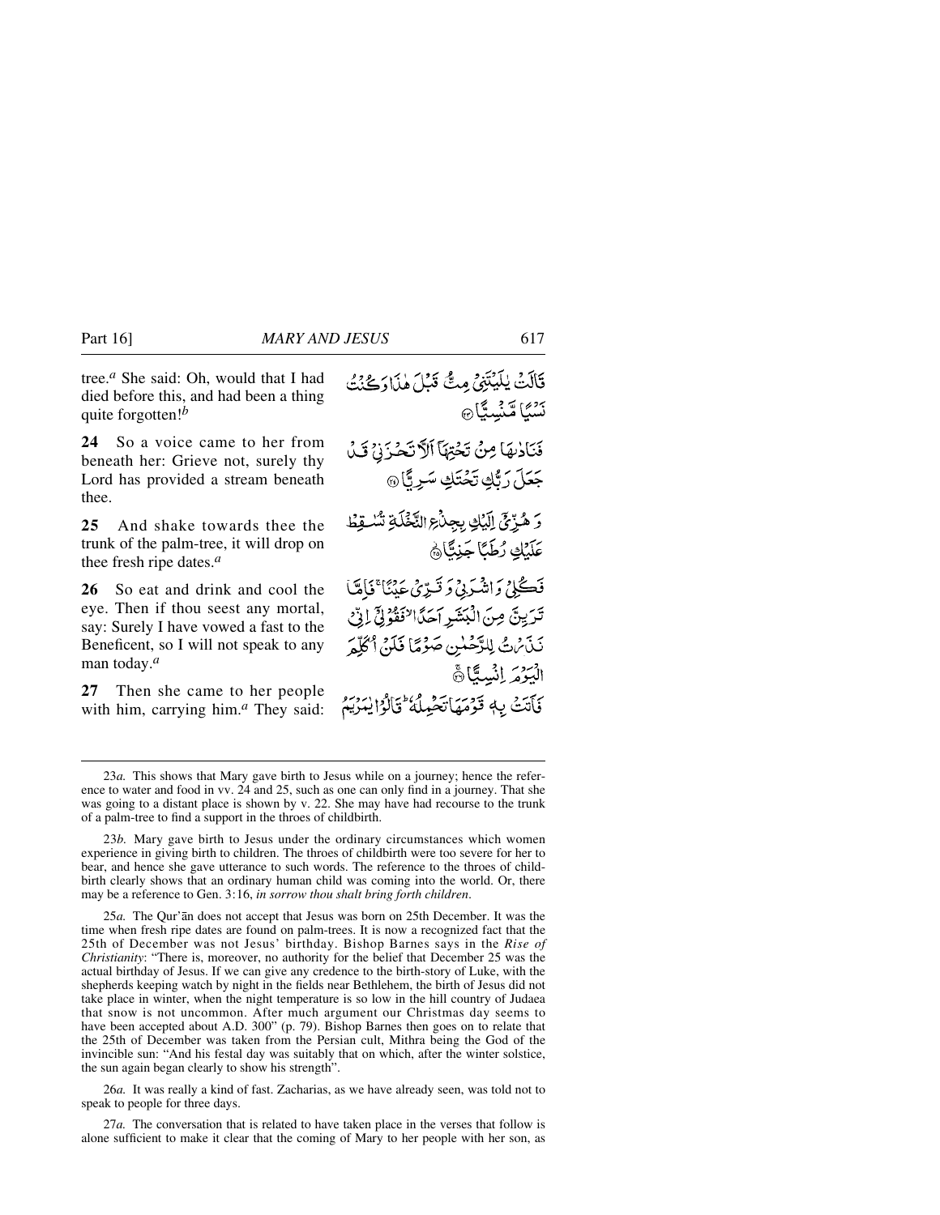tree.[a] She said: Oh, would that I had died before this, and had been a thing quite forgotten![b]

قَالَتْ يٰلَيْتَنِيْ مِتُّ قَبْلَ هٰذَا وَكُنْتُ نَسْيًا مَّنْسِيًّا ﴿٢٣﴾

**24** So a voice came to her from beneath her: Grieve not, surely thy Lord has provided a stream beneath thee.

فَنَادٰىهَا مِنْ تَحْتِهَآ اَلَّا تَحْزَنِيْ قَدْ جَعَلَ رَبُّكِ تَحْتَكِ سَرِيًّا ﴿٢٤﴾

**25** And shake towards thee the trunk of the palm-tree, it will drop on thee fresh ripe dates.[a]

وَهُزِّيْٓ اِلَيْكِ بِجِذْعِ النَّخْلَةِ تُسٰقِطْ عَلَيْكِ رُطَبًا جَنِيًّا ﴿٢٥﴾

**26** So eat and drink and cool the eye. Then if thou seest any mortal, say: Surely I have vowed a fast to the Beneficent, so I will not speak to any man today.[a]

فَكُلِيْ وَاشْرَبِيْ وَقَرِّيْ عَيْنًا ۚ فَاِمَّا تَرَيِنَّ مِنَ الْبَشَرِ اَحَدًا ۙ فَقُوْلِيْٓ اِنِّيْ نَذَرْتُ لِلرَّحْمٰنِ صَوْمًا فَلَنْ اُكَلِّمَ الْيَوْمَ اِنْسِيًّا ﴿٢٦﴾

**27** Then she came to her people with him, carrying him.[a] They said:

فَاَتَتْ بِهٖ قَوْمَهَا تَحْمِلُهٗ ۗ قَالُوْا يٰمَرْيَمُ

---

23*a.* This shows that Mary gave birth to Jesus while on a journey; hence the reference to water and food in vv. 24 and 25, such as one can only find in a journey. That she was going to a distant place is shown by v. 22. She may have had recourse to the trunk of a palm-tree to find a support in the throes of childbirth.

23*b.* Mary gave birth to Jesus under the ordinary circumstances which women experience in giving birth to children. The throes of childbirth were too severe for her to bear, and hence she gave utterance to such words. The reference to the throes of childbirth clearly shows that an ordinary human child was coming into the world. Or, there may be a reference to Gen. 3:16, *in sorrow thou shalt bring forth children*.

25*a.* The Qur'ān does not accept that Jesus was born on 25th December. It was the time when fresh ripe dates are found on palm-trees. It is now a recognized fact that the 25th of December was not Jesus' birthday. Bishop Barnes says in the *Rise of Christianity*: "There is, moreover, no authority for the belief that December 25 was the actual birthday of Jesus. If we can give any credence to the birth-story of Luke, with the shepherds keeping watch by night in the fields near Bethlehem, the birth of Jesus did not take place in winter, when the night temperature is so low in the hill country of Judaea that snow is not uncommon. After much argument our Christmas day seems to have been accepted about A.D. 300" (p. 79). Bishop Barnes then goes on to relate that the 25th of December was taken from the Persian cult, Mithra being the God of the invincible sun: "And his festal day was suitably that on which, after the winter solstice, the sun again began clearly to show his strength".

26*a.* It was really a kind of fast. Zacharias, as we have already seen, was told not to speak to people for three days.

27*a.* The conversation that is related to have taken place in the verses that follow is alone sufficient to make it clear that the coming of Mary to her people with her son, as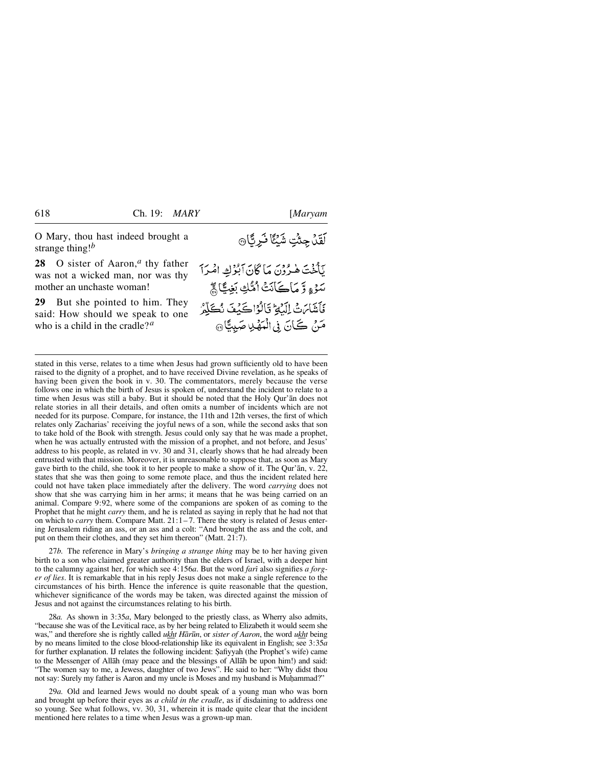O Mary, thou hast indeed brought a strange thing![b]

لَقَدْ جِئْتِ شَيْئًا فَرِيًّا ﴿٢٧﴾

**28** O sister of Aaron,[a] thy father was not a wicked man, nor was thy mother an unchaste woman!

يَٰٓأُخْتَ هَٰرُونَ مَا كَانَ أَبُوكِ امْرَأَ سَوْءٍ وَمَا كَانَتْ أُمُّكِ بَغِيًّا ﴿٢٨﴾

**29** But she pointed to him. They said: How should we speak to one who is a child in the cradle?[a]

فَأَشَارَتْ إِلَيْهِ قَالُوا۟ كَيْفَ نُكَلِّمُ مَن كَانَ فِى الْمَهْدِ صَبِيًّا ﴿٢٩﴾

---

stated in this verse, relates to a time when Jesus had grown sufficiently old to have been raised to the dignity of a prophet, and to have received Divine revelation, as he speaks of having been given the book in v. 30. The commentators, merely because the verse follows one in which the birth of Jesus is spoken of, understand the incident to relate to a time when Jesus was still a baby. But it should be noted that the Holy Qur'ān does not relate stories in all their details, and often omits a number of incidents which are not needed for its purpose. Compare, for instance, the 11th and 12th verses, the first of which relates only Zacharias' receiving the joyful news of a son, while the second asks that son to take hold of the Book with strength. Jesus could only say that he was made a prophet, when he was actually entrusted with the mission of a prophet, and not before, and Jesus' address to his people, as related in vv. 30 and 31, clearly shows that he had already been entrusted with that mission. Moreover, it is unreasonable to suppose that, as soon as Mary gave birth to the child, she took it to her people to make a show of it. The Qur'ān, v. 22, states that she was then going to some remote place, and thus the incident related here could not have taken place immediately after the delivery. The word *carrying* does not show that she was carrying him in her arms; it means that he was being carried on an animal. Compare 9:92, where some of the companions are spoken of as coming to the Prophet that he might *carry* them, and he is related as saying in reply that he had not that on which to *carry* them. Compare Matt. 21:1 – 7. There the story is related of Jesus entering Jerusalem riding an ass, or an ass and a colt: "And brought the ass and the colt, and put on them their clothes, and they set him thereon" (Matt. 21:7).

27*b.* The reference in Mary's *bringing a strange thing* may be to her having given birth to a son who claimed greater authority than the elders of Israel, with a deeper hint to the calumny against her, for which see 4:156*a*. But the word *farī* also signifies *a forger of lies*. It is remarkable that in his reply Jesus does not make a single reference to the circumstances of his birth. Hence the inference is quite reasonable that the question, whichever significance of the words may be taken, was directed against the mission of Jesus and not against the circumstances relating to his birth.

28*a.* As shown in 3:35*a*, Mary belonged to the priestly class, as Wherry also admits, "because she was of the Levitical race, as by her being related to Elizabeth it would seem she was," and therefore she is rightly called *ukht Hārūn*, or *sister of Aaron*, the word *ukht* being by no means limited to the close blood-relationship like its equivalent in English; see 3:35*a* for further explanation. IJ relates the following incident: Ṣafiyyah (the Prophet's wife) came to the Messenger of Allāh (may peace and the blessings of Allāh be upon him!) and said: "The women say to me, a Jewess, daughter of two Jews". He said to her: "Why didst thou not say: Surely my father is Aaron and my uncle is Moses and my husband is Muḥammad?"

29*a.* Old and learned Jews would no doubt speak of a young man who was born and brought up before their eyes as *a child in the cradle*, as if disdaining to address one so young. See what follows, vv. 30, 31, wherein it is made quite clear that the incident mentioned here relates to a time when Jesus was a grown-up man.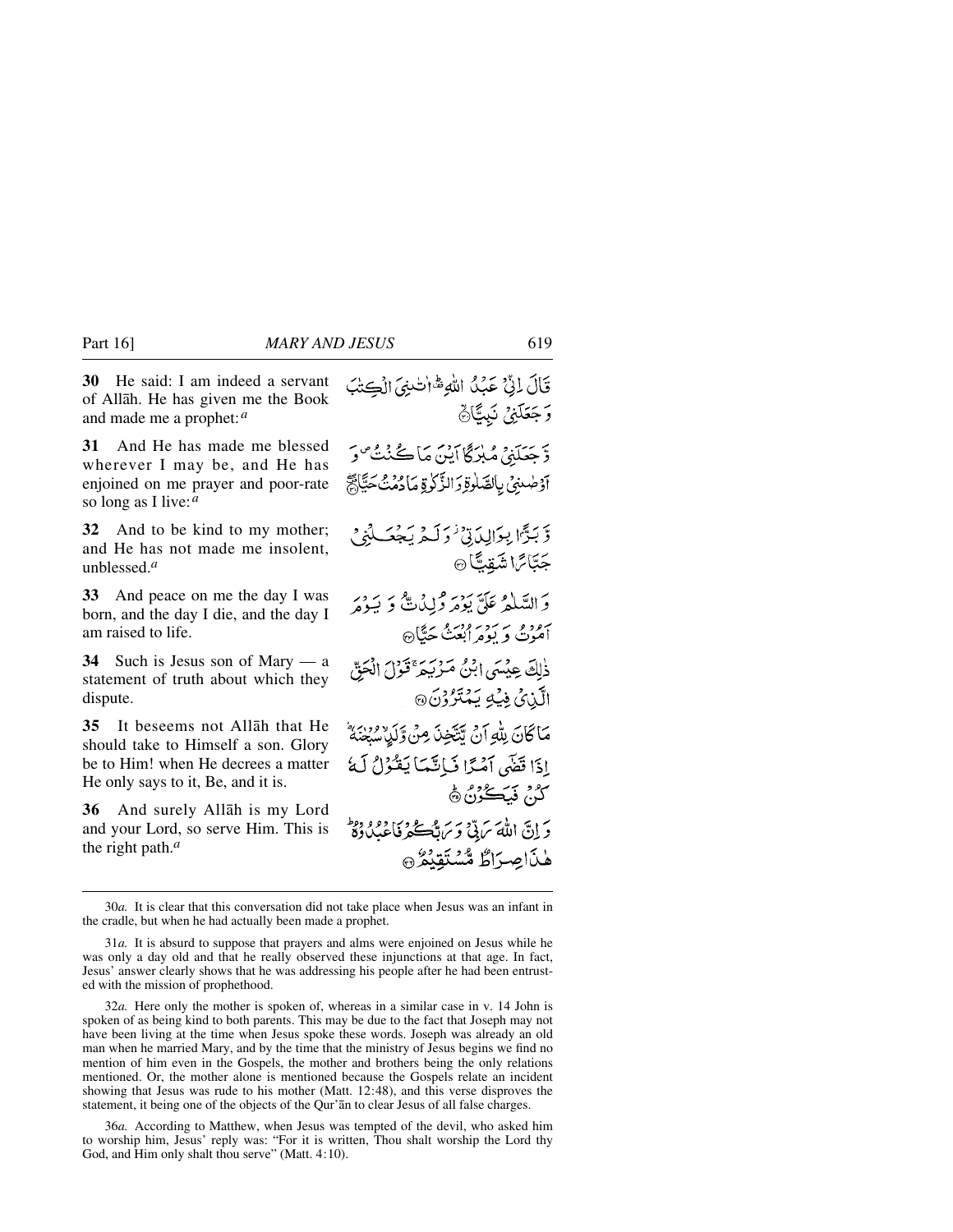**30** He said: I am indeed a servant of Allāh. He has given me the Book and made me a prophet:[a]

قَالَ اِنِّیۡ عَبۡدُ اللّٰہِ ۟ؕ اٰتٰنِیَ الۡکِتٰبَ وَ جَعَلَنِیۡ نَبِیًّا ﴿ۙ۳۰﴾

**31** And He has made me blessed wherever I may be, and He has enjoined on me prayer and poor-rate so long as I live:[a]

وَّ جَعَلَنِیۡ مُبٰرَکًا اَیۡنَ مَا کُنۡتُ ۪ وَ اَوۡصٰنِیۡ بِالصَّلٰوۃِ وَ الزَّکٰوۃِ مَا دُمۡتُ حَیًّا ﴿۪ۖ۳۱﴾

**32** And to be kind to my mother; and He has not made me insolent, unblessed.[a]

وَّ بَرًّۢا بِوَالِدَتِیۡ ۫ وَ لَمۡ یَجۡعَلۡنِیۡ جَبَّارًا شَقِیًّا ﴿۳۲﴾

**33** And peace on me the day I was born, and the day I die, and the day I am raised to life.

وَ السَّلٰمُ عَلَیَّ یَوۡمَ وُلِدۡتُّ وَ یَوۡمَ اَمُوۡتُ وَ یَوۡمَ اُبۡعَثُ حَیًّا ﴿۳۳﴾

**34** Such is Jesus son of Mary — a statement of truth about which they dispute.

ذٰلِکَ عِیۡسَی ابۡنُ مَرۡیَمَ ۚ قَوۡلَ الۡحَقِّ الَّذِیۡ فِیۡہِ یَمۡتَرُوۡنَ ﴿۳۴﴾

**35** It beseems not Allāh that He should take to Himself a son. Glory be to Him! when He decrees a matter He only says to it, Be, and it is.

مَا کَانَ لِلّٰہِ اَنۡ یَّتَّخِذَ مِنۡ وَّلَدٍ ۙ سُبۡحٰنَہٗ ؕ اِذَا قَضٰۤی اَمۡرًا فَاِنَّمَا یَقُوۡلُ لَہٗ کُنۡ فَیَکُوۡنُ ﴿ؕ۳۵﴾

**36** And surely Allāh is my Lord and your Lord, so serve Him. This is the right path.[a]

وَ اِنَّ اللّٰہَ رَبِّیۡ وَ رَبُّکُمۡ فَاعۡبُدُوۡہُ ؕ ہٰذَا صِرَاطٌ مُّسۡتَقِیۡمٌ ﴿۳۶﴾

---

30*a.* It is clear that this conversation did not take place when Jesus was an infant in the cradle, but when he had actually been made a prophet.

31*a.* It is absurd to suppose that prayers and alms were enjoined on Jesus while he was only a day old and that he really observed these injunctions at that age. In fact, Jesus' answer clearly shows that he was addressing his people after he had been entrusted with the mission of prophethood.

32*a.* Here only the mother is spoken of, whereas in a similar case in v. 14 John is spoken of as being kind to both parents. This may be due to the fact that Joseph may not have been living at the time when Jesus spoke these words. Joseph was already an old man when he married Mary, and by the time that the ministry of Jesus begins we find no mention of him even in the Gospels, the mother and brothers being the only relations mentioned. Or, the mother alone is mentioned because the Gospels relate an incident showing that Jesus was rude to his mother (Matt. 12:48), and this verse disproves the statement, it being one of the objects of the Qur'ān to clear Jesus of all false charges.

36*a.* According to Matthew, when Jesus was tempted of the devil, who asked him to worship him, Jesus' reply was: "For it is written, Thou shalt worship the Lord thy God, and Him only shalt thou serve" (Matt. 4:10).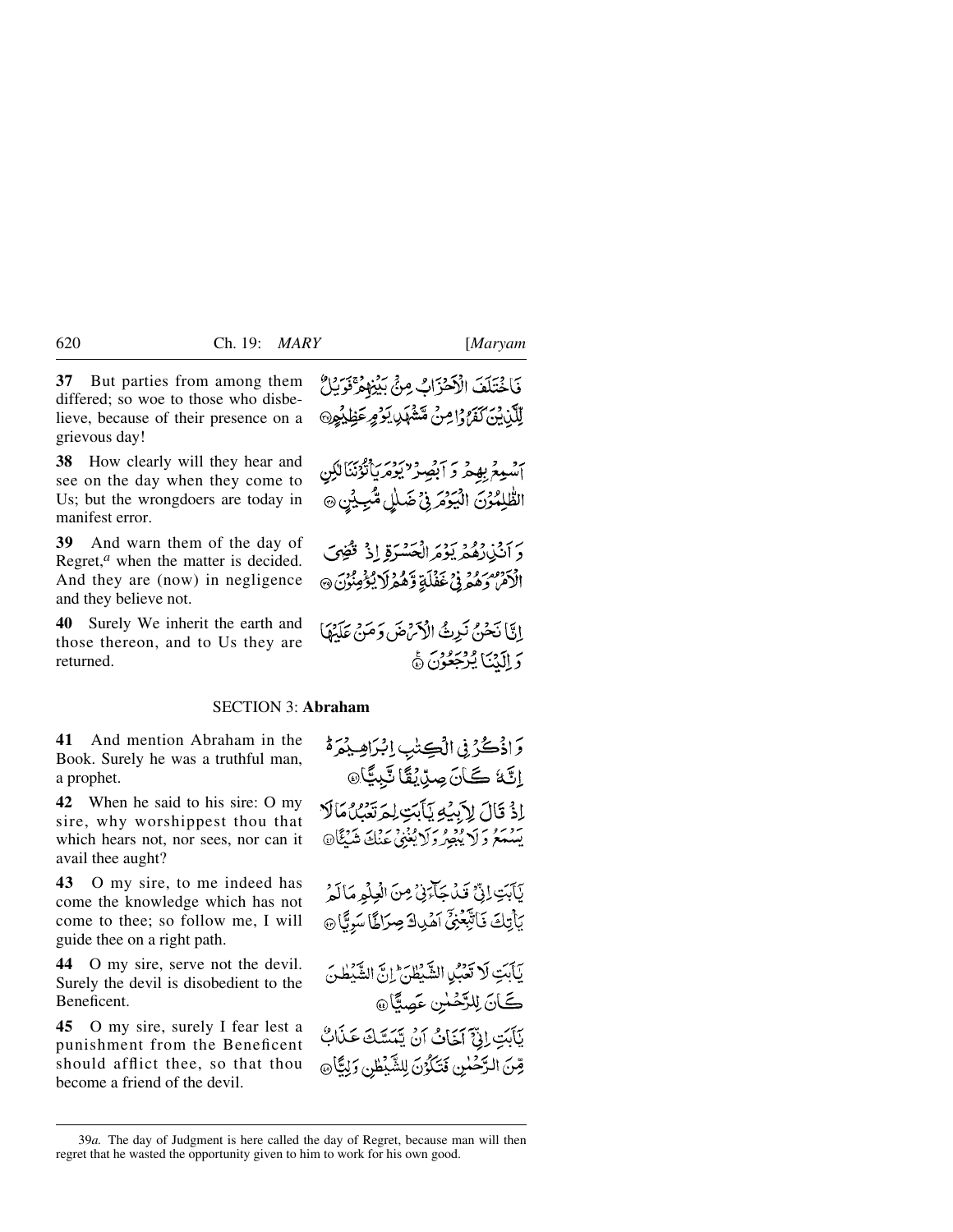**37** But parties from among them differed; so woe to those who disbelieve, because of their presence on a grievous day!

فَاخْتَلَفَ الْأَحْزَابُ مِنْۢ بَيْنِهِمْ ۚ فَوَيْلٌ لِّلَّذِينَ كَفَرُوا مِن مَّشْهَدِ يَوْمٍ عَظِيمٍ ﴿٣٧﴾

**38** How clearly will they hear and see on the day when they come to Us; but the wrongdoers are today in manifest error.

أَسْمِعْ بِهِمْ وَأَبْصِرْ يَوْمَ يَأْتُونَنَا ۖ لَٰكِنِ الظَّالِمُونَ الْيَوْمَ فِي ضَلَالٍ مُّبِينٍ ﴿٣٨﴾

**39** And warn them of the day of Regret,[a] when the matter is decided. And they are (now) in negligence and they believe not.

وَأَنذِرْهُمْ يَوْمَ الْحَسْرَةِ إِذْ قُضِيَ الْأَمْرُ وَهُمْ فِي غَفْلَةٍ وَهُمْ لَا يُؤْمِنُونَ ﴿٣٩﴾

**40** Surely We inherit the earth and those thereon, and to Us they are returned.

إِنَّا نَحْنُ نَرِثُ الْأَرْضَ وَمَنْ عَلَيْهَا وَإِلَيْنَا يُرْجَعُونَ ﴿٤٠﴾

## SECTION 3: **Abraham**

**41** And mention Abraham in the Book. Surely he was a truthful man, a prophet.

وَاذْكُرْ فِي الْكِتَابِ إِبْرَاهِيمَ ۚ إِنَّهُ كَانَ صِدِّيقًا نَّبِيًّا ﴿٤١﴾

**42** When he said to his sire: O my sire, why worshippest thou that which hears not, nor sees, nor can it avail thee aught?

إِذْ قَالَ لِأَبِيهِ يَا أَبَتِ لِمَ تَعْبُدُ مَا لَا يَسْمَعُ وَلَا يُبْصِرُ وَلَا يُغْنِي عَنكَ شَيْئًا ﴿٤٢﴾

**43** O my sire, to me indeed has come the knowledge which has not come to thee; so follow me, I will guide thee on a right path.

يَا أَبَتِ إِنِّي قَدْ جَاءَنِي مِنَ الْعِلْمِ مَا لَمْ يَأْتِكَ فَاتَّبِعْنِي أَهْدِكَ صِرَاطًا سَوِيًّا ﴿٤٣﴾

**44** O my sire, serve not the devil. Surely the devil is disobedient to the Beneficent.

يَا أَبَتِ لَا تَعْبُدِ الشَّيْطَانَ ۖ إِنَّ الشَّيْطَانَ كَانَ لِلرَّحْمَٰنِ عَصِيًّا ﴿٤٤﴾

**45** O my sire, surely I fear lest a punishment from the Beneficent should afflict thee, so that thou become a friend of the devil.

يَا أَبَتِ إِنِّي أَخَافُ أَن يَمَسَّكَ عَذَابٌ مِّنَ الرَّحْمَٰنِ فَتَكُونَ لِلشَّيْطَانِ وَلِيًّا ﴿٤٥﴾

---

39*a.* The day of Judgment is here called the day of Regret, because man will then regret that he wasted the opportunity given to him to work for his own good.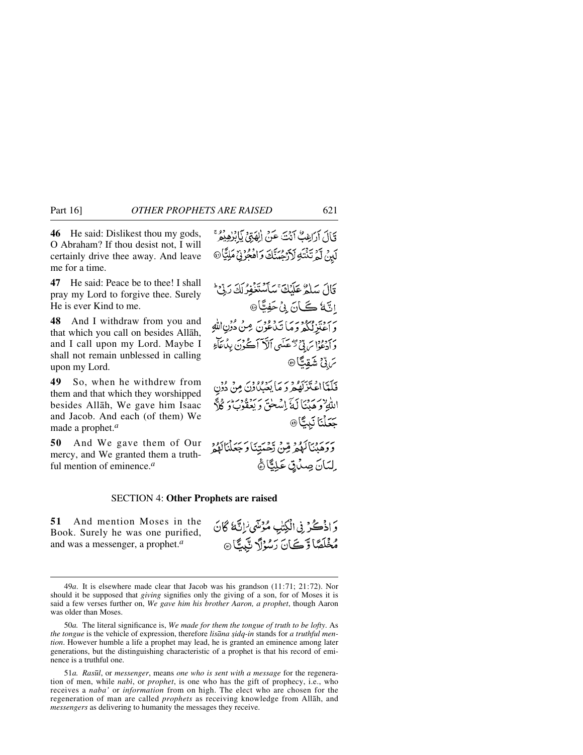**46** He said: Dislikest thou my gods, O Abraham? If thou desist not, I will certainly drive thee away. And leave me for a time.

قَالَ اَرَاغِبٌ اَنْتَ عَنْ اٰلِهَتِیْ یٰۤاِبْرٰهِیْمُ ۚ لَئِنْ لَّمْ تَنْتَهِ لَاَرْجُمَنَّكَ وَ اهْجُرْنِیْ مَلِیًّا ﴿۴۶﴾

**47** He said: Peace be to thee! I shall pray my Lord to forgive thee. Surely He is ever Kind to me.

قَالَ سَلٰمٌ عَلَیْكَ ۚ سَاَسْتَغْفِرُ لَكَ رَبِّیْ ؕ اِنَّهٗ كَانَ بِیْ حَفِیًّا ﴿۴۷﴾

**48** And I withdraw from you and that which you call on besides Allāh, and I call upon my Lord. Maybe I shall not remain unblessed in calling upon my Lord.

وَ اَعْتَزِلُكُمْ وَ مَا تَدْعُوْنَ مِنْ دُوْنِ اللّٰهِ وَ اَدْعُوْا رَبِّیْ ۫ۖ عَسٰۤی اَلَّاۤ اَكُوْنَ بِدُعَآءِ رَبِّیْ شَقِیًّا ﴿۴۸﴾

**49** So, when he withdrew from them and that which they worshipped besides Allāh, We gave him Isaac and Jacob. And each (of them) We made a prophet.[a]

فَلَمَّا اعْتَزَلَهُمْ وَ مَا یَعْبُدُوْنَ مِنْ دُوْنِ اللّٰهِ ۙ وَهَبْنَا لَهٗۤ اِسْحٰقَ وَ یَعْقُوْبَ ؕ وَ كُلًّا جَعَلْنَا نَبِیًّا ﴿۴۹﴾

**50** And We gave them of Our mercy, and We granted them a truthful mention of eminence.[a]

وَ وَهَبْنَا لَهُمْ مِّنْ رَّحْمَتِنَا وَ جَعَلْنَا لَهُمْ لِسَانَ صِدْقٍ عَلِیًّا ﴿۵۰﴾

## SECTION 4: Other Prophets are raised

**51** And mention Moses in the Book. Surely he was one purified, and was a messenger, a prophet.[a]

وَ اذْكُرْ فِی الْكِتٰبِ مُوْسٰۤی ۫ اِنَّهٗ كَانَ مُخْلَصًا وَّ كَانَ رَسُوْلًا نَّبِیًّا ﴿۵۱﴾

---

49*a*. It is elsewhere made clear that Jacob was his grandson (11:71; 21:72). Nor should it be supposed that *giving* signifies only the giving of a son, for of Moses it is said a few verses further on, *We gave him his brother Aaron, a prophet*, though Aaron was older than Moses.

50*a*. The literal significance is, *We made for them the tongue of truth to be lofty*. As *the tongue* is the vehicle of expression, therefore *lisāna ṣidq-in* stands for *a truthful mention*. However humble a life a prophet may lead, he is granted an eminence among later generations, but the distinguishing characteristic of a prophet is that his record of eminence is a truthful one.

51*a*. *Rasūl*, or *messenger*, means *one who is sent with a message* for the regeneration of men, while *nabī*, or *prophet*, is one who has the gift of prophecy, i.e., who receives a *naba'* or *information* from on high. The elect who are chosen for the regeneration of man are called *prophets* as receiving knowledge from Allāh, and *messengers* as delivering to humanity the messages they receive.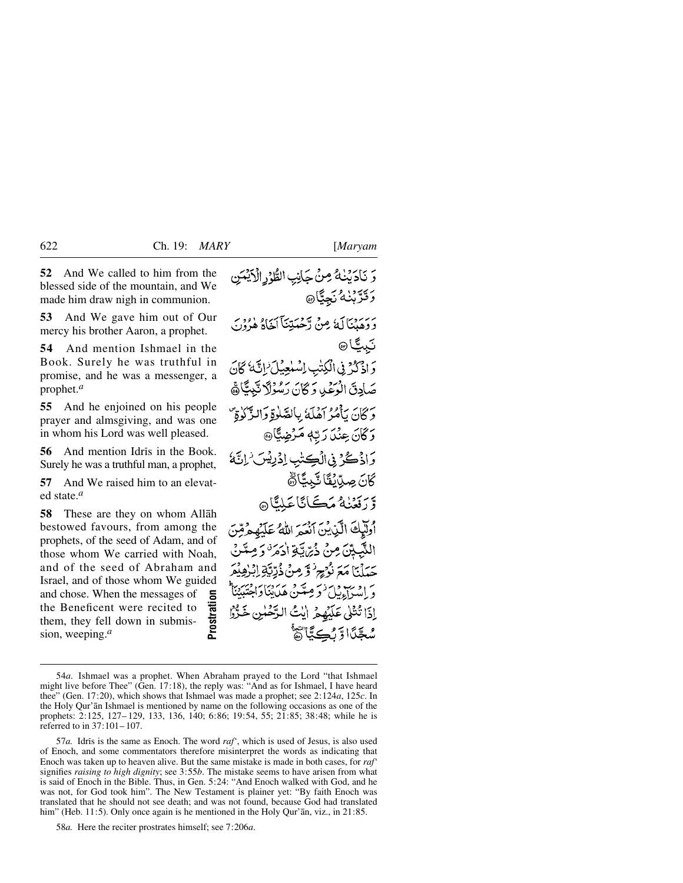**52** And We called to him from the blessed side of the mountain, and We made him draw nigh in communion.

وَ نَادَيْنٰهُ مِنْ جَانِبِ الطُّوْرِ الْاَيْمَنِ وَ قَرَّبْنٰهُ نَجِيًّا ﴿۵۲﴾

**53** And We gave him out of Our mercy his brother Aaron, a prophet.

وَ وَهَبْنَا لَهٗ مِنْ رَّحْمَتِنَاۤ اَخَاهُ هٰرُوْنَ نَبِيًّا ﴿۵۳﴾

**54** And mention Ishmael in the Book. Surely he was truthful in promise, and he was a messenger, a prophet.[a]

وَ اذْكُرْ فِي الْكِتٰبِ اِسْمٰعِيْلَ ۫ اِنَّهٗ كَانَ صَادِقَ الْوَعْدِ وَ كَانَ رَسُوْلًا نَّبِيًّا ﴿۵۴﴾

**55** And he enjoined on his people prayer and almsgiving, and was one in whom his Lord was well pleased.

وَ كَانَ يَاْمُرُ اَهْلَهٗ بِالصَّلٰوةِ وَ الزَّكٰوةِ ۪ وَ كَانَ عِنْدَ رَبِّهٖ مَرْضِيًّا ﴿۵۵﴾

**56** And mention Idrīs in the Book. Surely he was a truthful man, a prophet,

وَ اذْكُرْ فِي الْكِتٰبِ اِدْرِيْسَ ۫ اِنَّهٗ كَانَ صِدِّيْقًا نَّبِيًّا ﴿۵۶﴾

**57** And We raised him to an elevated state.[a]

وَّ رَفَعْنٰهُ مَكَانًا عَلِيًّا ﴿۵۷﴾

**58** These are they on whom Allāh bestowed favours, from among the prophets, of the seed of Adam, and of those whom We carried with Noah, and of the seed of Abraham and Israel, and of those whom We guided and chose. When the messages of the Beneficent were recited to them, they fell down in submission, weeping.[a]

**Prostration**

اُولٰٓئِكَ الَّذِيْنَ اَنْعَمَ اللّٰهُ عَلَيْهِمْ مِّنَ النَّبِيّٖنَ مِنْ ذُرِّيَّةِ اٰدَمَ ۫ وَ مِمَّنْ حَمَلْنَا مَعَ نُوْحٍ ۫ وَّ مِنْ ذُرِّيَّةِ اِبْرٰهِيْمَ وَ اِسْرَآءِيْلَ ۫ وَ مِمَّنْ هَدَيْنَا وَ اجْتَبَيْنَا ؕ اِذَا تُتْلٰى عَلَيْهِمْ اٰيٰتُ الرَّحْمٰنِ خَرُّوْا سُجَّدًا وَّ بُكِيًّا ﴿۵۸﴾

---

54*a.* Ishmael was a prophet. When Abraham prayed to the Lord "that Ishmael might live before Thee" (Gen. 17:18), the reply was: "And as for Ishmael, I have heard thee" (Gen. 17:20), which shows that Ishmael was made a prophet; see 2:124*a*, 125*c*. In the Holy Qur'ān Ishmael is mentioned by name on the following occasions as one of the prophets: 2:125, 127–129, 133, 136, 140; 6:86; 19:54, 55; 21:85; 38:48; while he is referred to in 37:101–107.

57*a.* Idrīs is the same as Enoch. The word *raf'*, which is used of Jesus, is also used of Enoch, and some commentators therefore misinterpret the words as indicating that Enoch was taken up to heaven alive. But the same mistake is made in both cases, for *raf'* signifies *raising to high dignity*; see 3:55*b*. The mistake seems to have arisen from what is said of Enoch in the Bible. Thus, in Gen. 5:24: "And Enoch walked with God, and he was not, for God took him". The New Testament is plainer yet: "By faith Enoch was translated that he should not see death; and was not found, because God had translated him" (Heb. 11:5). Only once again is he mentioned in the Holy Qur'ān, viz., in 21:85.

58*a.* Here the reciter prostrates himself; see 7:206*a*.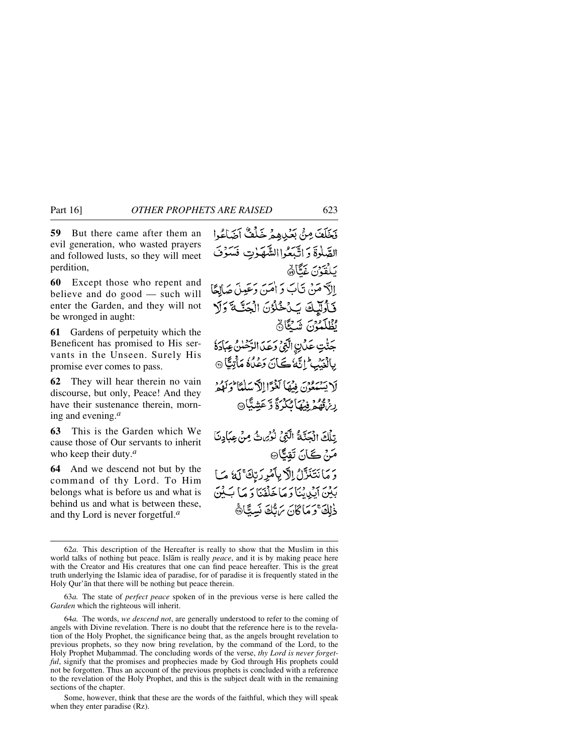**59** But there came after them an evil generation, who wasted prayers and followed lusts, so they will meet perdition,

فَخَلَفَ مِنْۢ بَعْدِهِمْ خَلْفٌ اَضَاعُوا الصَّلٰوةَ وَ اتَّبَعُوا الشَّهَوٰتِ فَسَوْفَ يَلْقَوْنَ غَيًّا ﴿۵۹﴾

**60** Except those who repent and believe and do good — such will enter the Garden, and they will not be wronged in aught:

اِلَّا مَنْ تَابَ وَ اٰمَنَ وَ عَمِلَ صَالِحًا فَاُولٰٓئِكَ يَدْخُلُوْنَ الْجَنَّةَ وَ لَا يُظْلَمُوْنَ شَيْـًٔا ﴿۶۰﴾

**61** Gardens of perpetuity which the Beneficent has promised to His servants in the Unseen. Surely His promise ever comes to pass.

جَنّٰتِ عَدْنِ ِۣالَّتِيْ وَعَدَ الرَّحْمٰنُ عِبَادَهٗ بِالْغَيْبِ ؕ اِنَّهٗ كَانَ وَعْدُهٗ مَاْتِيًّا ﴿۶۱﴾

**62** They will hear therein no vain discourse, but only, Peace! And they have their sustenance therein, morning and evening.[a]

لَا يَسْمَعُوْنَ فِيْهَا لَغْوًا اِلَّا سَلٰمًا ؕ وَ لَهُمْ رِزْقُهُمْ فِيْهَا بُكْرَةً وَّ عَشِيًّا ﴿۶۲﴾

**63** This is the Garden which We cause those of Our servants to inherit who keep their duty.[a]

تِلْكَ الْجَنَّةُ الَّتِيْ نُوْرِثُ مِنْ عِبَادِنَا مَنْ كَانَ تَقِيًّا ﴿۶۳﴾

**64** And we descend not but by the command of thy Lord. To Him belongs what is before us and what is behind us and what is between these, and thy Lord is never forgetful.[a]

وَ مَا نَتَنَزَّلُ اِلَّا بِاَمْرِ رَبِّكَ ۚ لَهٗ مَا بَيْنَ اَيْدِيْنَا وَ مَا خَلْفَنَا وَ مَا بَيْنَ ذٰلِكَ ۚ وَ مَا كَانَ رَبُّكَ نَسِيًّا ﴿۶۴﴾

---

62*a.* This description of the Hereafter is really to show that the Muslim in this world talks of nothing but peace. Islām is really *peace*, and it is by making peace here with the Creator and His creatures that one can find peace hereafter. This is the great truth underlying the Islamic idea of paradise, for of paradise it is frequently stated in the Holy Qur'ān that there will be nothing but peace therein.

63*a.* The state of *perfect peace* spoken of in the previous verse is here called the *Garden* which the righteous will inherit.

64*a.* The words, *we descend not*, are generally understood to refer to the coming of angels with Divine revelation. There is no doubt that the reference here is to the revelation of the Holy Prophet, the significance being that, as the angels brought revelation to previous prophets, so they now bring revelation, by the command of the Lord, to the Holy Prophet Muḥammad. The concluding words of the verse, *thy Lord is never forgetful*, signify that the promises and prophecies made by God through His prophets could not be forgotten. Thus an account of the previous prophets is concluded with a reference to the revelation of the Holy Prophet, and this is the subject dealt with in the remaining sections of the chapter.

Some, however, think that these are the words of the faithful, which they will speak when they enter paradise (Rz).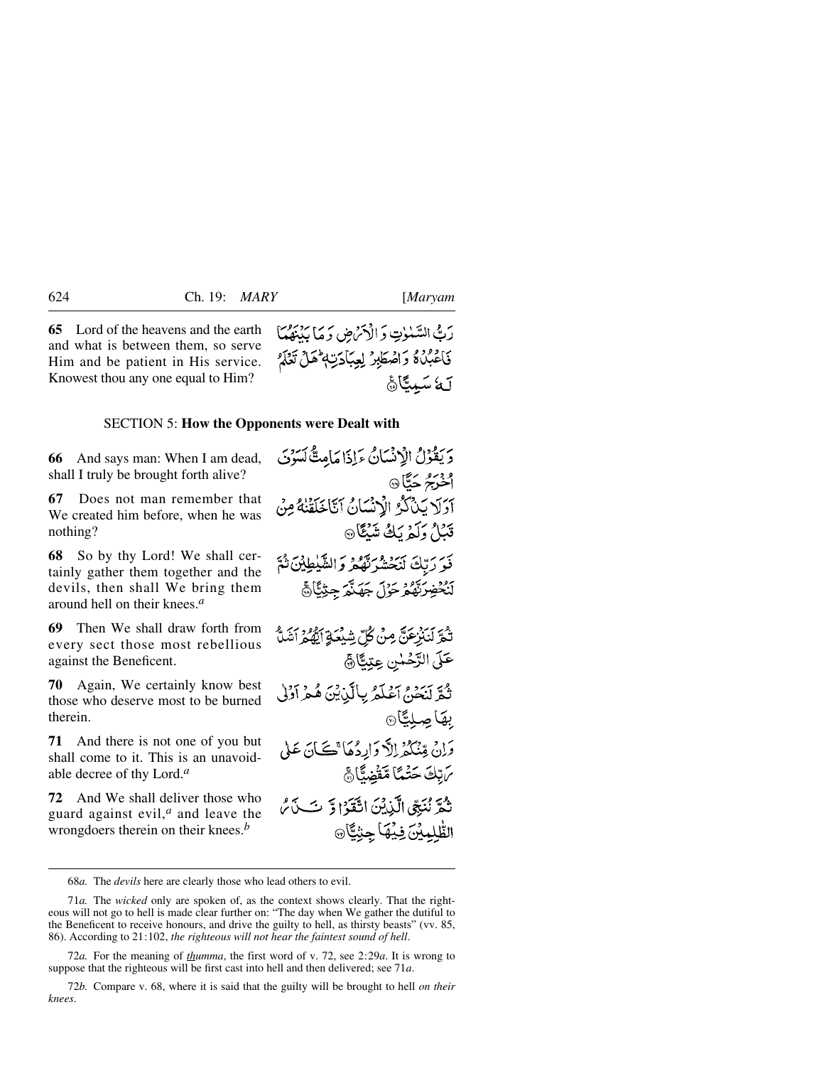**65** Lord of the heavens and the earth and what is between them, so serve Him and be patient in His service. Knowest thou any one equal to Him?

رَبُّ السَّمٰوٰتِ وَ الْاَرْضِ وَ مَا بَيْنَهُمَا فَاعْبُدْهُ وَ اصْطَبِرْ لِعِبَادَتِهٖ ؕ هَلْ تَعْلَمُ لَهٗ سَمِيًّا ۟

## SECTION 5: How the Opponents were Dealt with

**66** And says man: When I am dead, shall I truly be brought forth alive?

وَ يَقُوْلُ الْاِنْسَانُ ءَاِذَا مَا مِتُّ لَسَوْفَ اُخْرَجُ حَيًّا ۟

**67** Does not man remember that We created him before, when he was nothing?

اَوَ لَا يَذْكُرُ الْاِنْسَانُ اَنَّا خَلَقْنٰهُ مِنْ قَبْلُ وَ لَمْ يَكُ شَيْـًٔا ۟

**68** So by thy Lord! We shall certainly gather them together and the devils, then shall We bring them around hell on their knees.[a]

فَوَ رَبِّكَ لَنَحْشُرَنَّهُمْ وَ الشَّيٰطِيْنَ ثُمَّ لَنُحْضِرَنَّهُمْ حَوْلَ جَهَنَّمَ جِثِيًّا ۟

**69** Then We shall draw forth from every sect those most rebellious against the Beneficent.

ثُمَّ لَنَنْزِعَنَّ مِنْ كُلِّ شِيْعَةٍ اَيُّهُمْ اَشَدُّ عَلَى الرَّحْمٰنِ عِتِيًّا ۟

**70** Again, We certainly know best those who deserve most to be burned therein.

ثُمَّ لَنَحْنُ اَعْلَمُ بِالَّذِيْنَ هُمْ اَوْلٰى بِهَا صِلِيًّا ۟

**71** And there is not one of you but shall come to it. This is an unavoidable decree of thy Lord.[a]

وَ اِنْ مِّنْكُمْ اِلَّا وَارِدُهَا ۚ كَانَ عَلٰى رَبِّكَ حَتْمًا مَّقْضِيًّا ۟

**72** And We shall deliver those who guard against evil,[a] and leave the wrongdoers therein on their knees.[b]

ثُمَّ نُنَجِّي الَّذِيْنَ اتَّقَوْا وَّ نَذَرُ الظّٰلِمِيْنَ فِيْهَا جِثِيًّا ۟

---

68*a.* The *devils* here are clearly those who lead others to evil.

71*a.* The *wicked* only are spoken of, as the context shows clearly. That the righteous will not go to hell is made clear further on: "The day when We gather the dutiful to the Beneficent to receive honours, and drive the guilty to hell, as thirsty beasts" (vv. 85, 86). According to 21:102, *the righteous will not hear the faintest sound of hell*.

72*a.* For the meaning of *thumma*, the first word of v. 72, see 2:29*a*. It is wrong to suppose that the righteous will be first cast into hell and then delivered; see 71*a*.

72*b.* Compare v. 68, where it is said that the guilty will be brought to hell *on their knees*.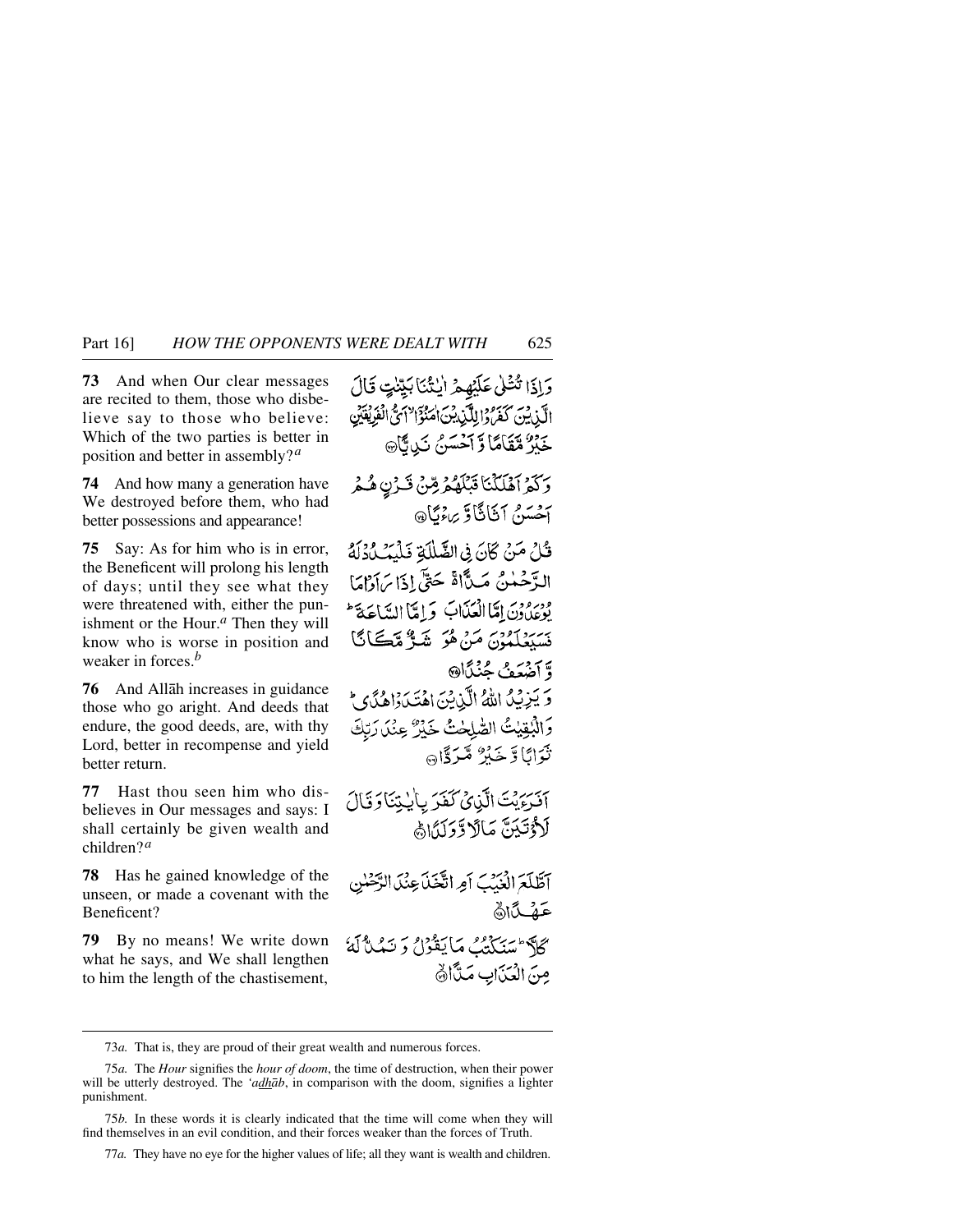**73** And when Our clear messages are recited to them, those who disbelieve say to those who believe: Which of the two parties is better in position and better in assembly?[a]

وَ اِذَا تُتۡلٰی عَلَیۡہِمۡ اٰیٰتُنَا بَیِّنٰتٍ قَالَ الَّذِیۡنَ کَفَرُوۡا لِلَّذِیۡنَ اٰمَنُوۡۤا ۙ اَیُّ الۡفَرِیۡقَیۡنِ خَیۡرٌ مَّقَامًا وَّ اَحۡسَنُ نَدِیًّا ﴿۷۳﴾

**74** And how many a generation have We destroyed before them, who had better possessions and appearance!

وَ کَمۡ اَہۡلَکۡنَا قَبۡلَہُمۡ مِّنۡ قَرۡنٍ ہُمۡ اَحۡسَنُ اَثَاثًا وَّ رِءۡیًا ﴿۷۴﴾

**75** Say: As for him who is in error, the Beneficent will prolong his length of days; until they see what they were threatened with, either the punishment or the Hour.[a] Then they will know who is worse in position and weaker in forces.[b]

قُلۡ مَنۡ کَانَ فِی الضَّلٰلَۃِ فَلۡیَمۡدُدۡ لَہُ الرَّحۡمٰنُ مَدًّا ۬ۚ حَتّٰۤی اِذَا رَاَوۡا مَا یُوۡعَدُوۡنَ اِمَّا الۡعَذَابَ وَ اِمَّا السَّاعَۃَ ؕ فَسَیَعۡلَمُوۡنَ مَنۡ ہُوَ شَرٌّ مَّکَانًا وَّ اَضۡعَفُ جُنۡدًا ﴿۷۵﴾

**76** And Allāh increases in guidance those who go aright. And deeds that endure, the good deeds, are, with thy Lord, better in recompense and yield better return.

وَ یَزِیۡدُ اللّٰہُ الَّذِیۡنَ اہۡتَدَوۡا ہُدًی ؕ وَ الۡبٰقِیٰتُ الصّٰلِحٰتُ خَیۡرٌ عِنۡدَ رَبِّکَ ثَوَابًا وَّ خَیۡرٌ مَّرَدًّا ﴿۷۶﴾

**77** Hast thou seen him who disbelieves in Our messages and says: I shall certainly be given wealth and children?[a]

اَفَرَءَیۡتَ الَّذِیۡ کَفَرَ بِاٰیٰتِنَا وَ قَالَ لَاُوۡتَیَنَّ مَالًا وَّ وَلَدًا ﴿ؕ۷۷﴾

**78** Has he gained knowledge of the unseen, or made a covenant with the Beneficent?

اَطَّلَعَ الۡغَیۡبَ اَمِ اتَّخَذَ عِنۡدَ الرَّحۡمٰنِ عَہۡدًا ﴿ۙ۷۸﴾

**79** By no means! We write down what he says, and We shall lengthen to him the length of the chastisement,

کَلَّا ؕ سَنَکۡتُبُ مَا یَقُوۡلُ وَ نَمُدُّ لَہٗ مِنَ الۡعَذَابِ مَدًّا ﴿ۙ۷۹﴾

---

73*a.* That is, they are proud of their great wealth and numerous forces.

75*a.* The *Hour* signifies the *hour of doom*, the time of destruction, when their power will be utterly destroyed. The *'adhāb*, in comparison with the doom, signifies a lighter punishment.

75*b.* In these words it is clearly indicated that the time will come when they will find themselves in an evil condition, and their forces weaker than the forces of Truth.

77*a.* They have no eye for the higher values of life; all they want is wealth and children.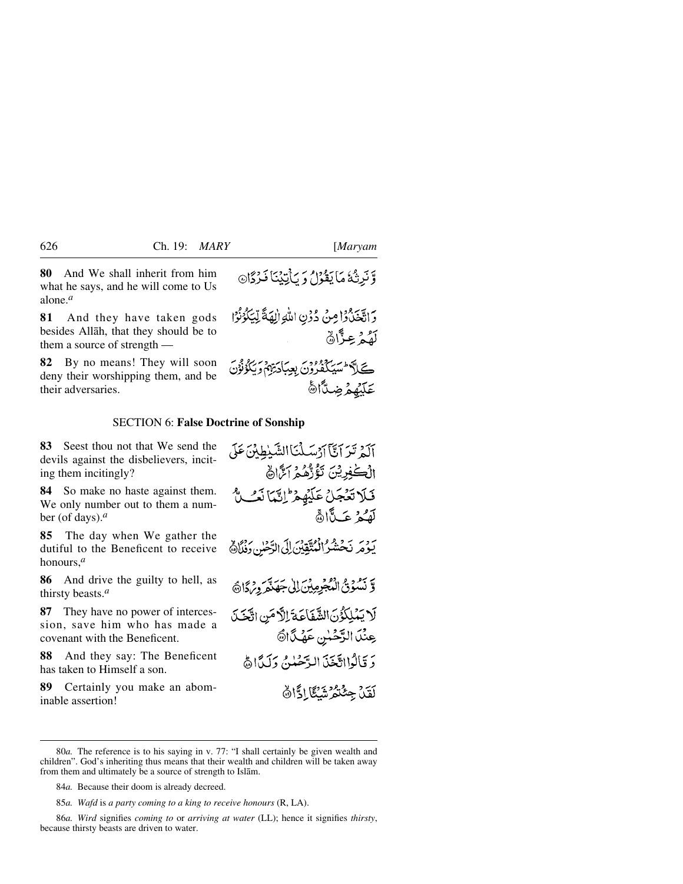**80** And We shall inherit from him what he says, and he will come to Us alone.[a]

وَّ نَرِثُهٗ مَا يَقُوۡلُ وَ يَاۡتِيۡنَا فَرۡدًا ﴿۸۰﴾

**81** And they have taken gods besides Allāh, that they should be to them a source of strength —

وَ اتَّخَذُوۡا مِنۡ دُوۡنِ اللّٰهِ اٰلِهَةً لِّيَكُوۡنُوۡا لَهُمۡ عِزًّا ﴿۸۱﴾

**82** By no means! They will soon deny their worshipping them, and be their adversaries.

كَلَّا ؕ سَيَكۡفُرُوۡنَ بِعِبَادَتِهِمۡ وَ يَكُوۡنُوۡنَ عَلَيۡهِمۡ ضِدًّا ﴿۸۲﴾

## SECTION 6: False Doctrine of Sonship

**83** Seest thou not that We send the devils against the disbelievers, inciting them incitingly?

اَلَمۡ تَرَ اَنَّاۤ اَرۡسَلۡنَا الشَّيٰطِيۡنَ عَلَى الۡكٰفِرِيۡنَ تَؤُزُّهُمۡ اَزًّا ﴿۸۳﴾

**84** So make no haste against them. We only number out to them a number (of days).[a]

فَلَا تَعۡجَلۡ عَلَيۡهِمۡ ؕ اِنَّمَا نَعُدُّ لَهُمۡ عَدًّا ﴿۸۴﴾

**85** The day when We gather the dutiful to the Beneficent to receive honours,[a]

يَوۡمَ نَحۡشُرُ الۡمُتَّقِيۡنَ اِلَى الرَّحۡمٰنِ وَفۡدًا ﴿۸۵﴾

**86** And drive the guilty to hell, as thirsty beasts.[a]

وَّ نَسُوۡقُ الۡمُجۡرِمِيۡنَ اِلٰى جَهَنَّمَ وِرۡدًا ﴿۸۶﴾

**87** They have no power of intercession, save him who has made a covenant with the Beneficent.

لَا يَمۡلِكُوۡنَ الشَّفَاعَةَ اِلَّا مَنِ اتَّخَذَ عِنۡدَ الرَّحۡمٰنِ عَهۡدًا ﴿۸۷﴾

**88** And they say: The Beneficent has taken to Himself a son.

وَ قَالُوا اتَّخَذَ الرَّحۡمٰنُ وَلَدًا ﴿۸۸﴾

**89** Certainly you make an abominable assertion!

لَقَدۡ جِئۡتُمۡ شَيۡـًٔا اِدًّا ﴿۸۹﴾

---

80*a.* The reference is to his saying in v. 77: "I shall certainly be given wealth and children". God's inheriting thus means that their wealth and children will be taken away from them and ultimately be a source of strength to Islām.

84*a.* Because their doom is already decreed.

85*a.* *Wafd* is *a party coming to a king to receive honours* (R, LA).

86*a.* *Wird* signifies *coming to* or *arriving at water* (LL); hence it signifies *thirsty*, because thirsty beasts are driven to water.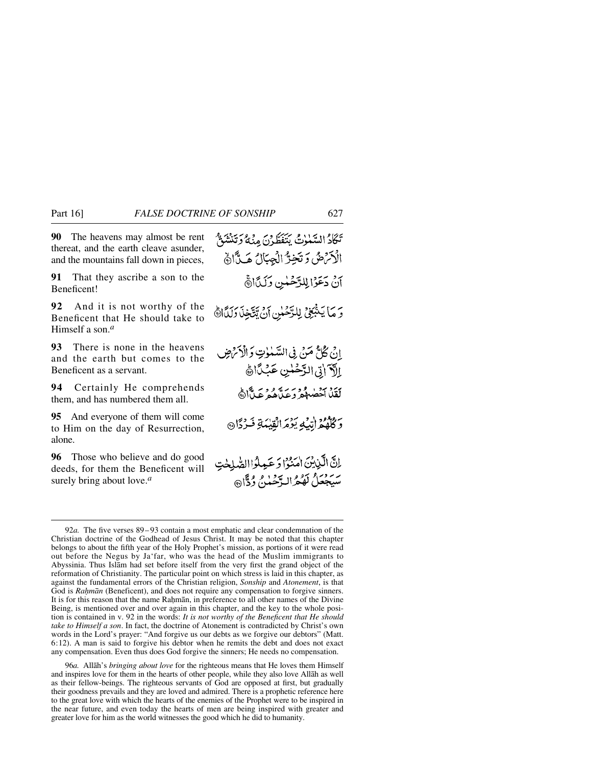**90** The heavens may almost be rent thereat, and the earth cleave asunder, and the mountains fall down in pieces,

تَكَادُ السَّمٰوٰتُ يَتَفَطَّرْنَ مِنْهُ وَتَنْشَقُّ الْاَرْضُ وَتَخِرُّ الْجِبَالُ هَدًّا ﴿۹۰﴾

**91** That they ascribe a son to the Beneficent!

اَنْ دَعَوْا لِلرَّحْمٰنِ وَلَدًا ﴿۹۱﴾

**92** And it is not worthy of the Beneficent that He should take to Himself a son.[a]

وَمَا يَنْۢبَغِيْ لِلرَّحْمٰنِ اَنْ يَّتَّخِذَ وَلَدًا ﴿۹۲﴾

**93** There is none in the heavens and the earth but comes to the Beneficent as a servant.

اِنْ كُلُّ مَنْ فِي السَّمٰوٰتِ وَالْاَرْضِ اِلَّآ اٰتِي الرَّحْمٰنِ عَبْدًا ﴿۹۳﴾

**94** Certainly He comprehends them, and has numbered them all.

لَقَدْ اَحْصٰىهُمْ وَعَدَّهُمْ عَدًّا ﴿۹۴﴾

**95** And everyone of them will come to Him on the day of Resurrection, alone.

وَكُلُّهُمْ اٰتِيْهِ يَوْمَ الْقِيٰمَةِ فَرْدًا ﴿۹۵﴾

**96** Those who believe and do good deeds, for them the Beneficent will surely bring about love.[a]

اِنَّ الَّذِيْنَ اٰمَنُوْا وَعَمِلُوا الصّٰلِحٰتِ سَيَجْعَلُ لَهُمُ الرَّحْمٰنُ وُدًّا ﴿۹۶﴾

---

92*a.* The five verses 89 – 93 contain a most emphatic and clear condemnation of the Christian doctrine of the Godhead of Jesus Christ. It may be noted that this chapter belongs to about the fifth year of the Holy Prophet's mission, as portions of it were read out before the Negus by Ja'far, who was the head of the Muslim immigrants to Abyssinia. Thus Islām had set before itself from the very first the grand object of the reformation of Christianity. The particular point on which stress is laid in this chapter, as against the fundamental errors of the Christian religion, *Sonship* and *Atonement*, is that God is *Raḥmān* (Beneficent), and does not require any compensation to forgive sinners. It is for this reason that the name Raḥmān, in preference to all other names of the Divine Being, is mentioned over and over again in this chapter, and the key to the whole position is contained in v. 92 in the words: *It is not worthy of the Beneficent that He should take to Himself a son*. In fact, the doctrine of Atonement is contradicted by Christ's own words in the Lord's prayer: "And forgive us our debts as we forgive our debtors" (Matt. 6:12). A man is said to forgive his debtor when he remits the debt and does not exact any compensation. Even thus does God forgive the sinners; He needs no compensation.

96*a.* Allāh's *bringing about love* for the righteous means that He loves them Himself and inspires love for them in the hearts of other people, while they also love Allāh as well as their fellow-beings. The righteous servants of God are opposed at first, but gradually their goodness prevails and they are loved and admired. There is a prophetic reference here to the great love with which the hearts of the enemies of the Prophet were to be inspired in the near future, and even today the hearts of men are being inspired with greater and greater love for him as the world witnesses the good which he did to humanity.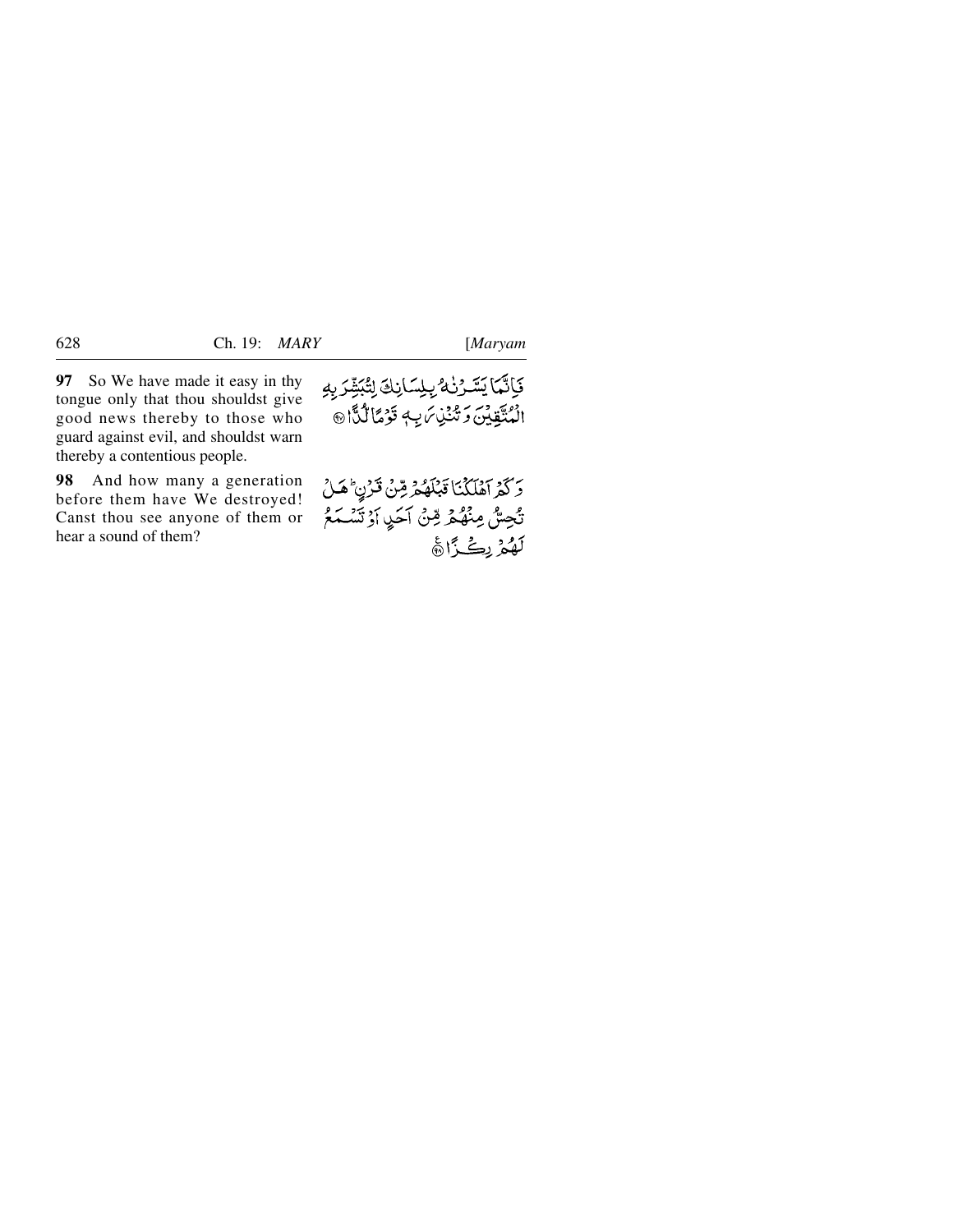**97** So We have made it easy in thy tongue only that thou shouldst give good news thereby to those who guard against evil, and shouldst warn thereby a contentious people.

فَإِنَّمَا يَسَّرْنٰهُ بِلِسَانِكَ لِتُبَشِّرَ بِهِ الْمُتَّقِيْنَ وَتُنْذِرَ بِهٖ قَوْمًا لُّدًّا ﴿٩٧﴾

**98** And how many a generation before them have We destroyed! Canst thou see anyone of them or hear a sound of them?

وَكَمْ اَهْلَكْنَا قَبْلَهُمْ مِّنْ قَرْنٍ ؕ هَلْ تُحِسُّ مِنْهُمْ مِّنْ اَحَدٍ اَوْ تَسْمَعُ لَهُمْ رِكْزًا ﴿٩٨﴾